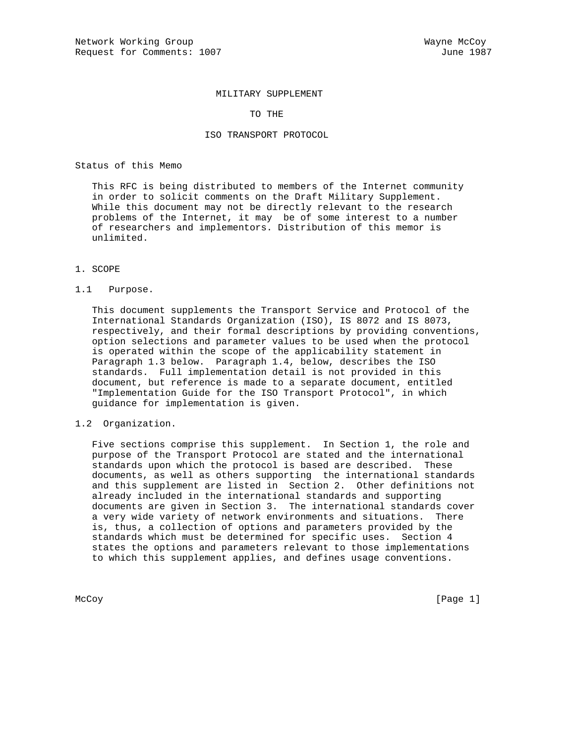Network Working Group Wayne McCoy
Request for Comments: 1007 June 1987

# MILITARY SUPPLEMENT

# TO THE

# ISO TRANSPORT PROTOCOL

## Status of this Memo

This RFC is being distributed to members of the Internet community in order to solicit comments on the Draft Military Supplement. While this document may not be directly relevant to the research problems of the Internet, it may be of some interest to a number of researchers and implementors. Distribution of this memor is unlimited.

## 1. SCOPE

### 1.1 Purpose.

This document supplements the Transport Service and Protocol of the International Standards Organization (ISO), IS 8072 and IS 8073, respectively, and their formal descriptions by providing conventions, option selections and parameter values to be used when the protocol is operated within the scope of the applicability statement in Paragraph 1.3 below. Paragraph 1.4, below, describes the ISO standards. Full implementation detail is not provided in this document, but reference is made to a separate document, entitled "Implementation Guide for the ISO Transport Protocol", in which guidance for implementation is given.

### 1.2 Organization.

Five sections comprise this supplement. In Section 1, the role and purpose of the Transport Protocol are stated and the international standards upon which the protocol is based are described. These documents, as well as others supporting the international standards and this supplement are listed in Section 2. Other definitions not already included in the international standards and supporting documents are given in Section 3. The international standards cover a very wide variety of network environments and situations. There is, thus, a collection of options and parameters provided by the standards which must be determined for specific uses. Section 4 states the options and parameters relevant to those implementations to which this supplement applies, and defines usage conventions.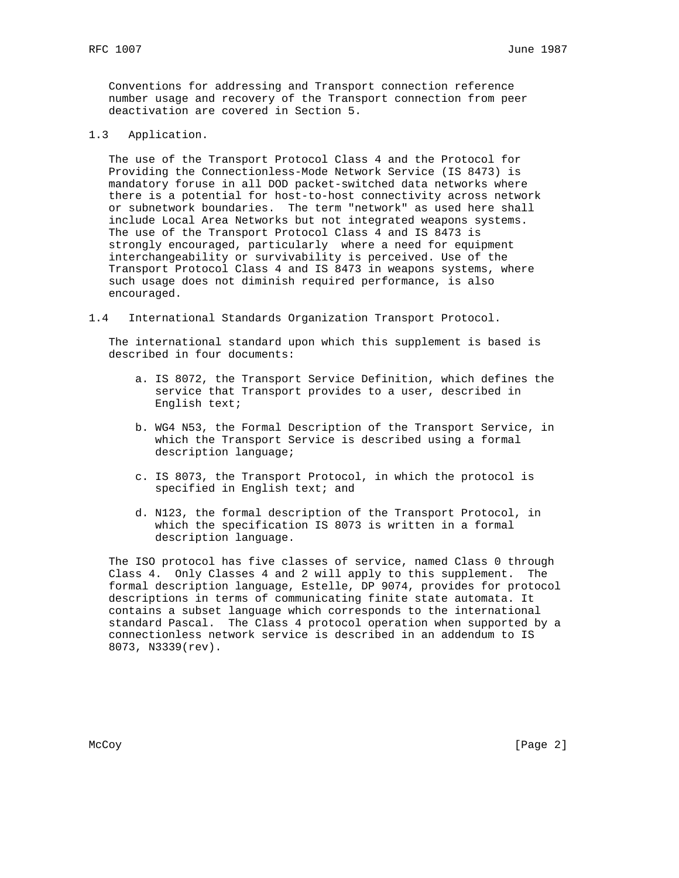Conventions for addressing and Transport connection reference number usage and recovery of the Transport connection from peer deactivation are covered in Section 5.

## 1.3 Application.

The use of the Transport Protocol Class 4 and the Protocol for Providing the Connectionless-Mode Network Service (IS 8473) is mandatory foruse in all DOD packet-switched data networks where there is a potential for host-to-host connectivity across network or subnetwork boundaries. The term "network" as used here shall include Local Area Networks but not integrated weapons systems. The use of the Transport Protocol Class 4 and IS 8473 is strongly encouraged, particularly where a need for equipment interchangeability or survivability is perceived. Use of the Transport Protocol Class 4 and IS 8473 in weapons systems, where such usage does not diminish required performance, is also encouraged.

## 1.4 International Standards Organization Transport Protocol.

The international standard upon which this supplement is based is described in four documents:

a. IS 8072, the Transport Service Definition, which defines the service that Transport provides to a user, described in English text;

b. WG4 N53, the Formal Description of the Transport Service, in which the Transport Service is described using a formal description language;

c. IS 8073, the Transport Protocol, in which the protocol is specified in English text; and

d. N123, the formal description of the Transport Protocol, in which the specification IS 8073 is written in a formal description language.

The ISO protocol has five classes of service, named Class 0 through Class 4. Only Classes 4 and 2 will apply to this supplement. The formal description language, Estelle, DP 9074, provides for protocol descriptions in terms of communicating finite state automata. It contains a subset language which corresponds to the international standard Pascal. The Class 4 protocol operation when supported by a connectionless network service is described in an addendum to IS 8073, N3339(rev).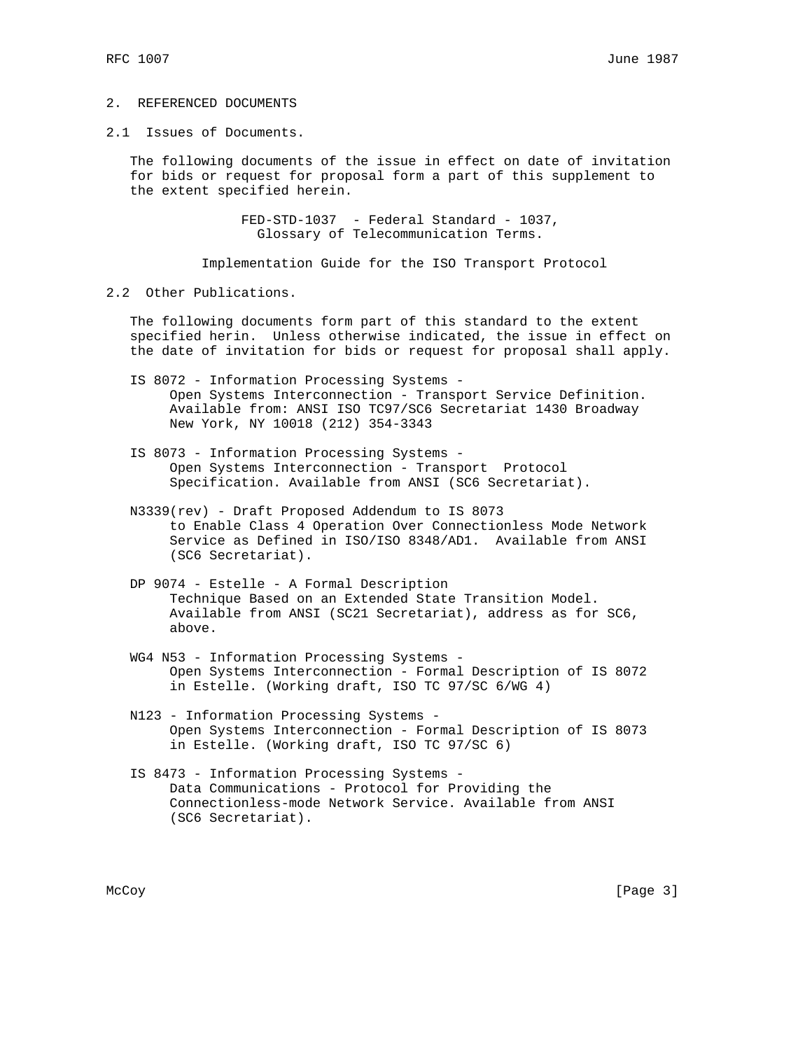## 2. REFERENCED DOCUMENTS

### 2.1 Issues of Documents.

The following documents of the issue in effect on date of invitation for bids or request for proposal form a part of this supplement to the extent specified herein.

FED-STD-1037 - Federal Standard - 1037, Glossary of Telecommunication Terms.

Implementation Guide for the ISO Transport Protocol

### 2.2 Other Publications.

The following documents form part of this standard to the extent specified herin. Unless otherwise indicated, the issue in effect on the date of invitation for bids or request for proposal shall apply.

IS 8072 - Information Processing Systems - Open Systems Interconnection - Transport Service Definition. Available from: ANSI ISO TC97/SC6 Secretariat 1430 Broadway New York, NY 10018 (212) 354-3343

IS 8073 - Information Processing Systems - Open Systems Interconnection - Transport Protocol Specification. Available from ANSI (SC6 Secretariat).

N3339(rev) - Draft Proposed Addendum to IS 8073 to Enable Class 4 Operation Over Connectionless Mode Network Service as Defined in ISO/ISO 8348/AD1. Available from ANSI (SC6 Secretariat).

DP 9074 - Estelle - A Formal Description Technique Based on an Extended State Transition Model. Available from ANSI (SC21 Secretariat), address as for SC6, above.

WG4 N53 - Information Processing Systems - Open Systems Interconnection - Formal Description of IS 8072 in Estelle. (Working draft, ISO TC 97/SC 6/WG 4)

N123 - Information Processing Systems - Open Systems Interconnection - Formal Description of IS 8073 in Estelle. (Working draft, ISO TC 97/SC 6)

IS 8473 - Information Processing Systems - Data Communications - Protocol for Providing the Connectionless-mode Network Service. Available from ANSI (SC6 Secretariat).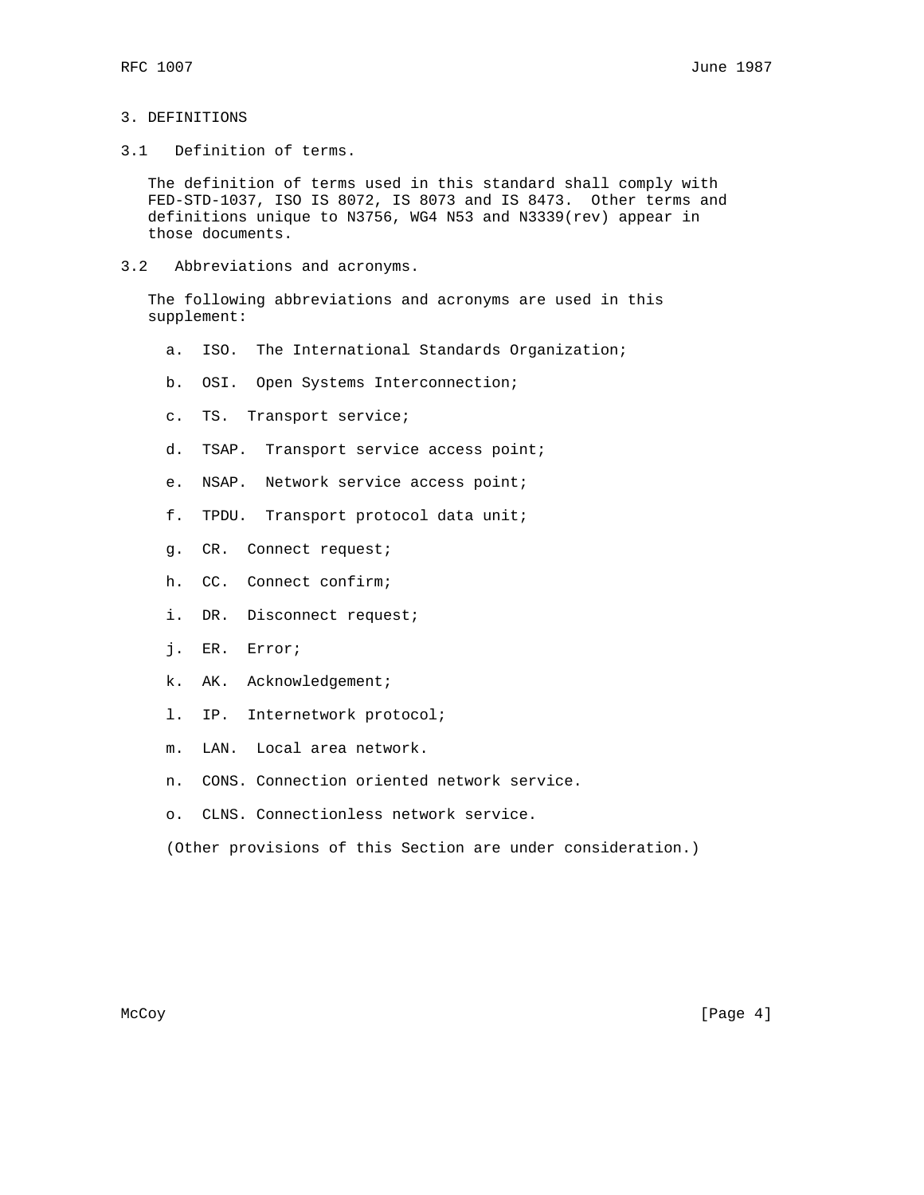# 3. DEFINITIONS

## 3.1 Definition of terms.

The definition of terms used in this standard shall comply with FED-STD-1037, ISO IS 8072, IS 8073 and IS 8473. Other terms and definitions unique to N3756, WG4 N53 and N3339(rev) appear in those documents.

## 3.2 Abbreviations and acronyms.

The following abbreviations and acronyms are used in this supplement:

a. ISO. The International Standards Organization;

b. OSI. Open Systems Interconnection;

c. TS. Transport service;

d. TSAP. Transport service access point;

e. NSAP. Network service access point;

f. TPDU. Transport protocol data unit;

g. CR. Connect request;

h. CC. Connect confirm;

i. DR. Disconnect request;

j. ER. Error;

k. AK. Acknowledgement;

l. IP. Internetwork protocol;

m. LAN. Local area network.

n. CONS. Connection oriented network service.

o. CLNS. Connectionless network service.

(Other provisions of this Section are under consideration.)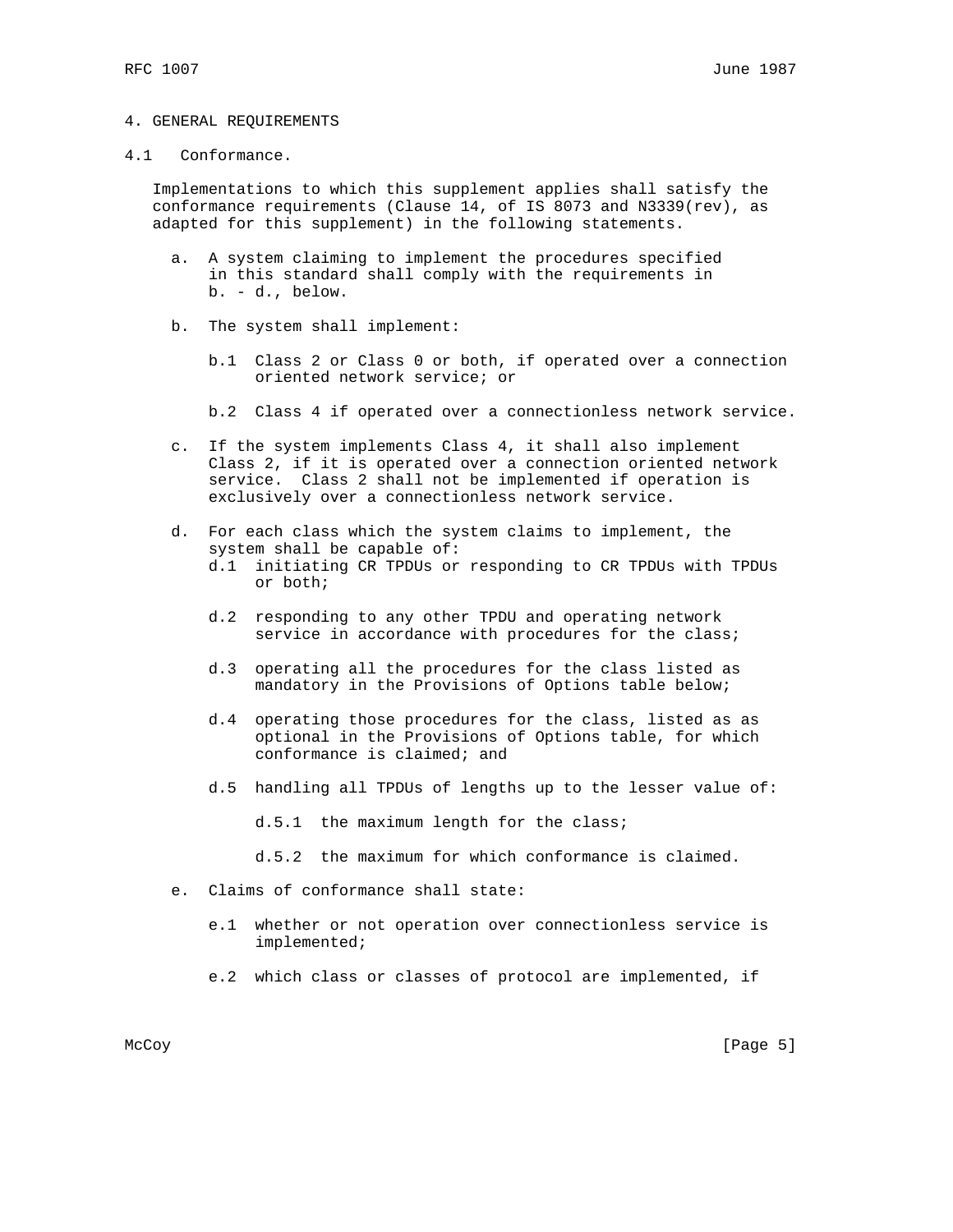## 4. GENERAL REQUIREMENTS

### 4.1 Conformance.

Implementations to which this supplement applies shall satisfy the conformance requirements (Clause 14, of IS 8073 and N3339(rev), as adapted for this supplement) in the following statements.

a. A system claiming to implement the procedures specified in this standard shall comply with the requirements in b. - d., below.

b. The system shall implement:

   b.1 Class 2 or Class 0 or both, if operated over a connection oriented network service; or

   b.2 Class 4 if operated over a connectionless network service.

c. If the system implements Class 4, it shall also implement Class 2, if it is operated over a connection oriented network service. Class 2 shall not be implemented if operation is exclusively over a connectionless network service.

d. For each class which the system claims to implement, the system shall be capable of:

   d.1 initiating CR TPDUs or responding to CR TPDUs with TPDUs or both;

   d.2 responding to any other TPDU and operating network service in accordance with procedures for the class;

   d.3 operating all the procedures for the class listed as mandatory in the Provisions of Options table below;

   d.4 operating those procedures for the class, listed as as optional in the Provisions of Options table, for which conformance is claimed; and

   d.5 handling all TPDUs of lengths up to the lesser value of:

      d.5.1 the maximum length for the class;

      d.5.2 the maximum for which conformance is claimed.

e. Claims of conformance shall state:

   e.1 whether or not operation over connectionless service is implemented;

   e.2 which class or classes of protocol are implemented, if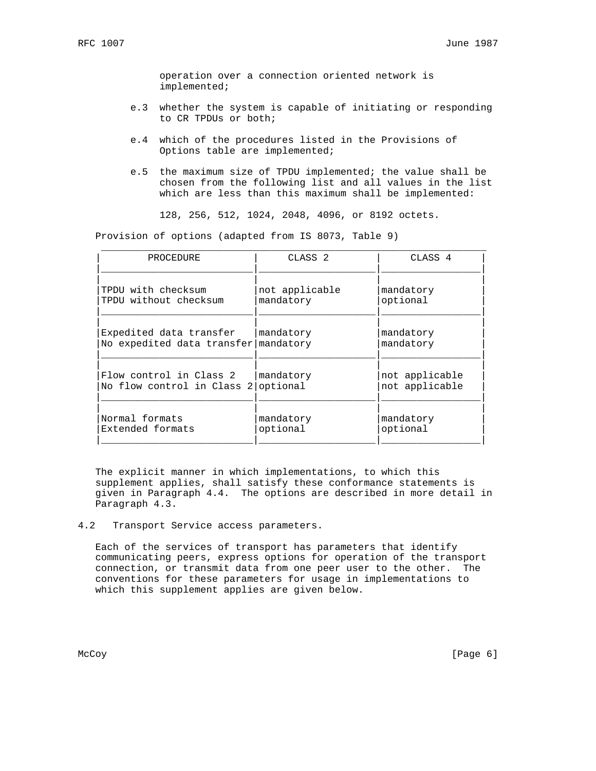operation over a connection oriented network is implemented;

- e.3 whether the system is capable of initiating or responding to CR TPDUs or both;

- e.4 which of the procedures listed in the Provisions of Options table are implemented;

- e.5 the maximum size of TPDU implemented; the value shall be chosen from the following list and all values in the list which are less than this maximum shall be implemented:

  128, 256, 512, 1024, 2048, 4096, or 8192 octets.

Provision of options (adapted from IS 8073, Table 9)

| PROCEDURE | CLASS 2 | CLASS 4 |
| --- | --- | --- |
| TPDU with checksum | not applicable | mandatory |
| TPDU without checksum | mandatory | optional |
| Expedited data transfer | mandatory | mandatory |
| No expedited data transfer | mandatory | mandatory |
| Flow control in Class 2 | mandatory | not applicable |
| No flow control in Class 2 | optional | not applicable |
| Normal formats | mandatory | mandatory |
| Extended formats | optional | optional |

The explicit manner in which implementations, to which this supplement applies, shall satisfy these conformance statements is given in Paragraph 4.4. The options are described in more detail in Paragraph 4.3.

## 4.2 Transport Service access parameters.

Each of the services of transport has parameters that identify communicating peers, express options for operation of the transport connection, or transmit data from one peer user to the other. The conventions for these parameters for usage in implementations to which this supplement applies are given below.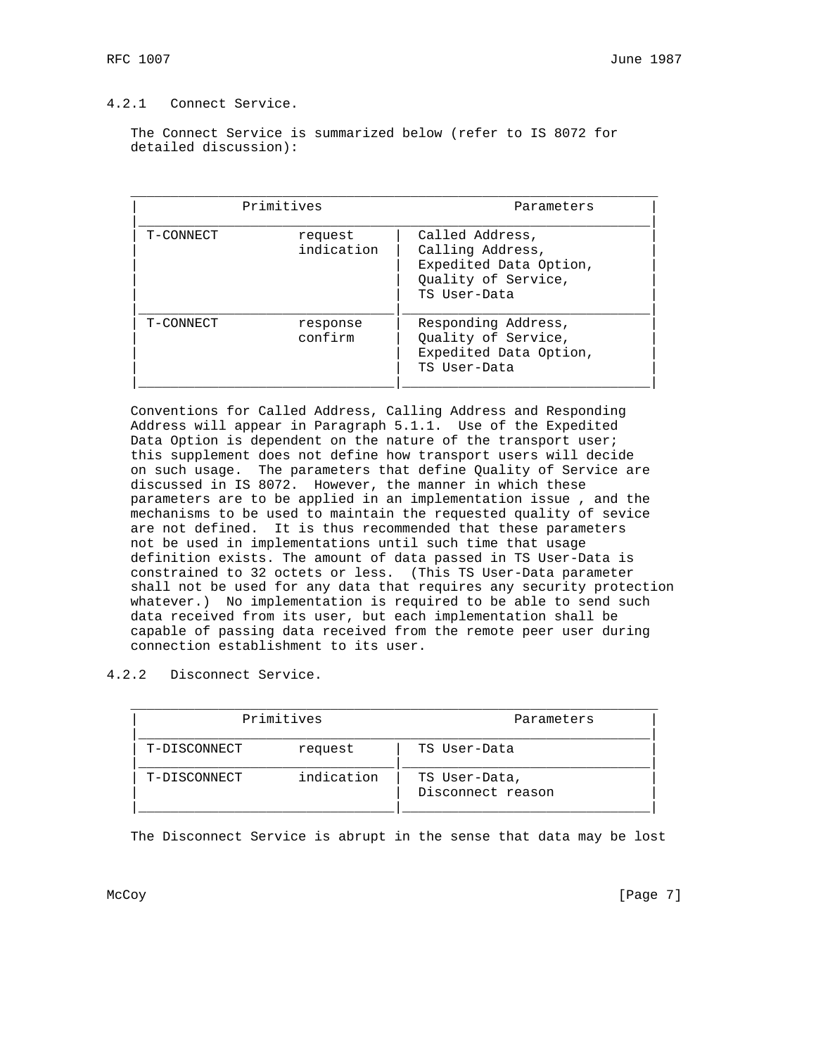#### 4.2.1 Connect Service.

The Connect Service is summarized below (refer to IS 8072 for detailed discussion):

| Primitives | | Parameters |
|---|---|---|
| T-CONNECT | request<br>indication | Called Address,<br>Calling Address,<br>Expedited Data Option,<br>Quality of Service,<br>TS User-Data |
| T-CONNECT | response<br>confirm | Responding Address,<br>Quality of Service,<br>Expedited Data Option,<br>TS User-Data |

Conventions for Called Address, Calling Address and Responding Address will appear in Paragraph 5.1.1. Use of the Expedited Data Option is dependent on the nature of the transport user; this supplement does not define how transport users will decide on such usage. The parameters that define Quality of Service are discussed in IS 8072. However, the manner in which these parameters are to be applied in an implementation issue , and the mechanisms to be used to maintain the requested quality of sevice are not defined. It is thus recommended that these parameters not be used in implementations until such time that usage definition exists. The amount of data passed in TS User-Data is constrained to 32 octets or less. (This TS User-Data parameter shall not be used for any data that requires any security protection whatever.) No implementation is required to be able to send such data received from its user, but each implementation shall be capable of passing data received from the remote peer user during connection establishment to its user.

#### 4.2.2 Disconnect Service.

| Primitives | | Parameters |
|---|---|---|
| T-DISCONNECT | request | TS User-Data |
| T-DISCONNECT | indication | TS User-Data,<br>Disconnect reason |

The Disconnect Service is abrupt in the sense that data may be lost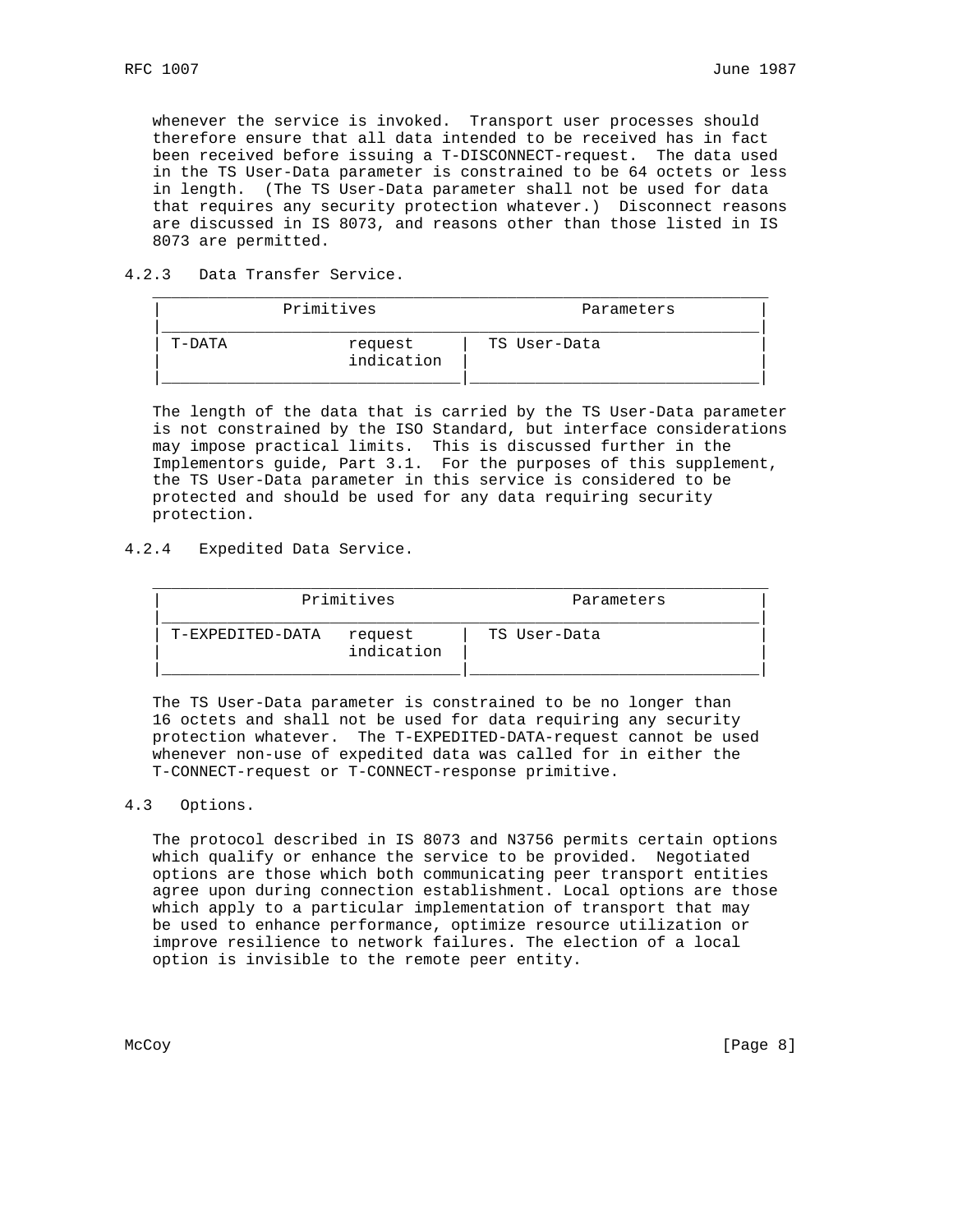whenever the service is invoked. Transport user processes should therefore ensure that all data intended to be received has in fact been received before issuing a T-DISCONNECT-request. The data used in the TS User-Data parameter is constrained to be 64 octets or less in length. (The TS User-Data parameter shall not be used for data that requires any security protection whatever.) Disconnect reasons are discussed in IS 8073, and reasons other than those listed in IS 8073 are permitted.

### 4.2.3 Data Transfer Service.

| Primitives | | Parameters |
|---|---|---|
| T-DATA | request<br>indication | TS User-Data |

The length of the data that is carried by the TS User-Data parameter is not constrained by the ISO Standard, but interface considerations may impose practical limits. This is discussed further in the Implementors guide, Part 3.1. For the purposes of this supplement, the TS User-Data parameter in this service is considered to be protected and should be used for any data requiring security protection.

### 4.2.4 Expedited Data Service.

| Primitives | | Parameters |
|---|---|---|
| T-EXPEDITED-DATA | request<br>indication | TS User-Data |

The TS User-Data parameter is constrained to be no longer than 16 octets and shall not be used for data requiring any security protection whatever. The T-EXPEDITED-DATA-request cannot be used whenever non-use of expedited data was called for in either the T-CONNECT-request or T-CONNECT-response primitive.

## 4.3 Options.

The protocol described in IS 8073 and N3756 permits certain options which qualify or enhance the service to be provided. Negotiated options are those which both communicating peer transport entities agree upon during connection establishment. Local options are those which apply to a particular implementation of transport that may be used to enhance performance, optimize resource utilization or improve resilience to network failures. The election of a local option is invisible to the remote peer entity.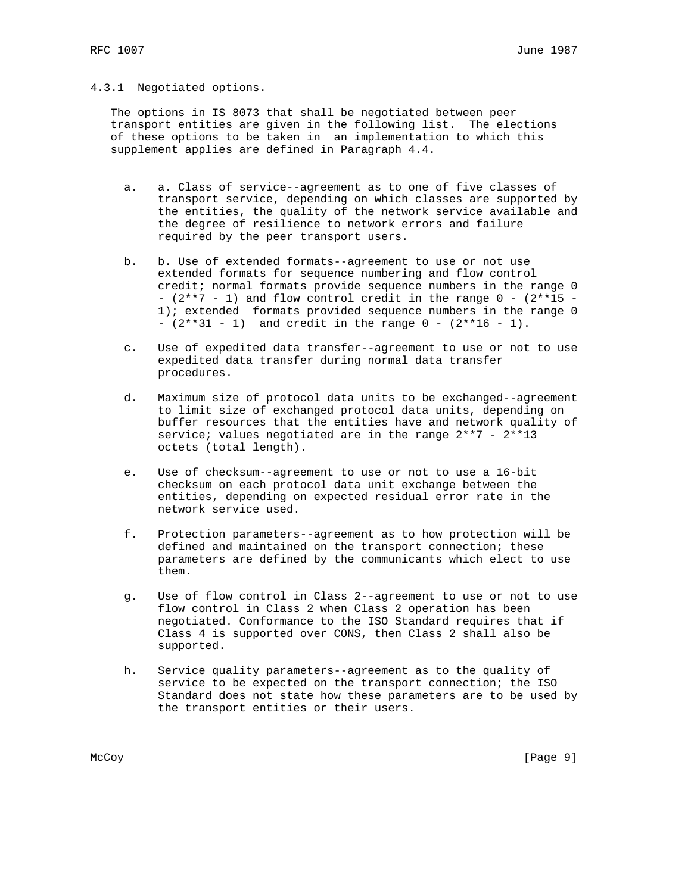### 4.3.1 Negotiated options.

The options in IS 8073 that shall be negotiated between peer transport entities are given in the following list. The elections of these options to be taken in an implementation to which this supplement applies are defined in Paragraph 4.4.

a. a. Class of service--agreement as to one of five classes of transport service, depending on which classes are supported by the entities, the quality of the network service available and the degree of resilience to network errors and failure required by the peer transport users.

b. b. Use of extended formats--agreement to use or not use extended formats for sequence numbering and flow control credit; normal formats provide sequence numbers in the range $0 - (2^{7} - 1)$ and flow control credit in the range $0 - (2^{15} - 1)$; extended formats provided sequence numbers in the range $0 - (2^{31} - 1)$ and credit in the range $0 - (2^{16} - 1)$.

c. Use of expedited data transfer--agreement to use or not to use expedited data transfer during normal data transfer procedures.

d. Maximum size of protocol data units to be exchanged--agreement to limit size of exchanged protocol data units, depending on buffer resources that the entities have and network quality of service; values negotiated are in the range $2^{7} - 2^{13}$ octets (total length).

e. Use of checksum--agreement to use or not to use a 16-bit checksum on each protocol data unit exchange between the entities, depending on expected residual error rate in the network service used.

f. Protection parameters--agreement as to how protection will be defined and maintained on the transport connection; these parameters are defined by the communicants which elect to use them.

g. Use of flow control in Class 2--agreement to use or not to use flow control in Class 2 when Class 2 operation has been negotiated. Conformance to the ISO Standard requires that if Class 4 is supported over CONS, then Class 2 shall also be supported.

h. Service quality parameters--agreement as to the quality of service to be expected on the transport connection; the ISO Standard does not state how these parameters are to be used by the transport entities or their users.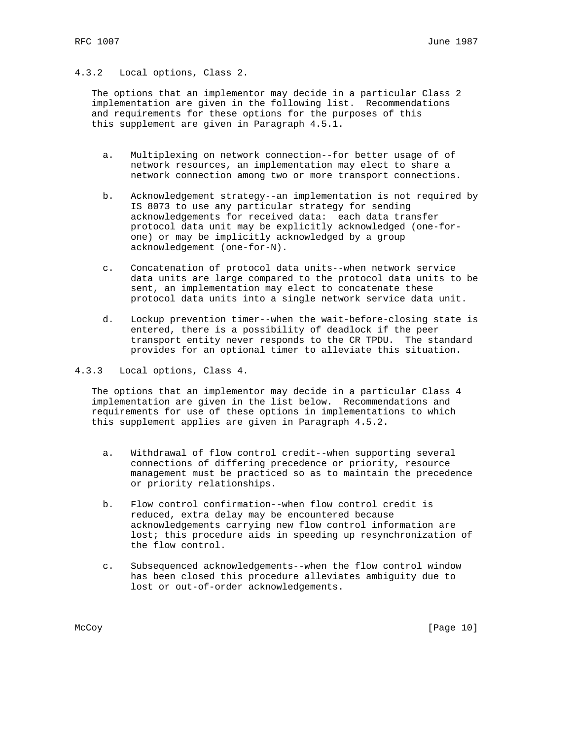### 4.3.2 Local options, Class 2.

The options that an implementor may decide in a particular Class 2 implementation are given in the following list. Recommendations and requirements for these options for the purposes of this this supplement are given in Paragraph 4.5.1.

a. Multiplexing on network connection--for better usage of of network resources, an implementation may elect to share a network connection among two or more transport connections.

b. Acknowledgement strategy--an implementation is not required by IS 8073 to use any particular strategy for sending acknowledgements for received data: each data transfer protocol data unit may be explicitly acknowledged (one-for-one) or may be implicitly acknowledged by a group acknowledgement (one-for-N).

c. Concatenation of protocol data units--when network service data units are large compared to the protocol data units to be sent, an implementation may elect to concatenate these protocol data units into a single network service data unit.

d. Lockup prevention timer--when the wait-before-closing state is entered, there is a possibility of deadlock if the peer transport entity never responds to the CR TPDU. The standard provides for an optional timer to alleviate this situation.

### 4.3.3 Local options, Class 4.

The options that an implementor may decide in a particular Class 4 implementation are given in the list below. Recommendations and requirements for use of these options in implementations to which this supplement applies are given in Paragraph 4.5.2.

a. Withdrawal of flow control credit--when supporting several connections of differing precedence or priority, resource management must be practiced so as to maintain the precedence or priority relationships.

b. Flow control confirmation--when flow control credit is reduced, extra delay may be encountered because acknowledgements carrying new flow control information are lost; this procedure aids in speeding up resynchronization of the flow control.

c. Subsequenced acknowledgements--when the flow control window has been closed this procedure alleviates ambiguity due to lost or out-of-order acknowledgements.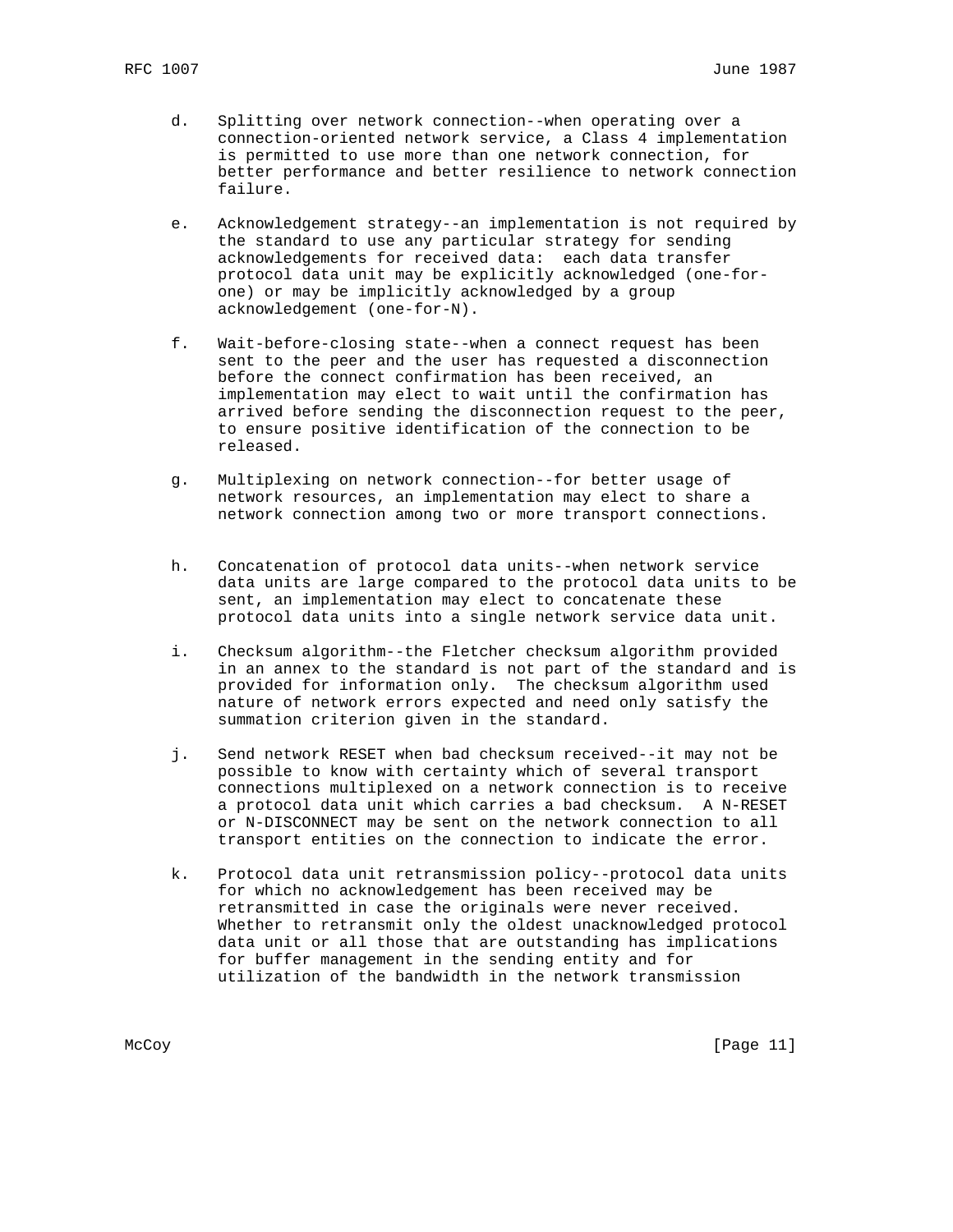d. Splitting over network connection--when operating over a connection-oriented network service, a Class 4 implementation is permitted to use more than one network connection, for better performance and better resilience to network connection failure.

e. Acknowledgement strategy--an implementation is not required by the standard to use any particular strategy for sending acknowledgements for received data: each data transfer protocol data unit may be explicitly acknowledged (one-for-one) or may be implicitly acknowledged by a group acknowledgement (one-for-N).

f. Wait-before-closing state--when a connect request has been sent to the peer and the user has requested a disconnection before the connect confirmation has been received, an implementation may elect to wait until the confirmation has arrived before sending the disconnection request to the peer, to ensure positive identification of the connection to be released.

g. Multiplexing on network connection--for better usage of network resources, an implementation may elect to share a network connection among two or more transport connections.

h. Concatenation of protocol data units--when network service data units are large compared to the protocol data units to be sent, an implementation may elect to concatenate these protocol data units into a single network service data unit.

i. Checksum algorithm--the Fletcher checksum algorithm provided in an annex to the standard is not part of the standard and is provided for information only. The checksum algorithm used nature of network errors expected and need only satisfy the summation criterion given in the standard.

j. Send network RESET when bad checksum received--it may not be possible to know with certainty which of several transport connections multiplexed on a network connection is to receive a protocol data unit which carries a bad checksum. A N-RESET or N-DISCONNECT may be sent on the network connection to all transport entities on the connection to indicate the error.

k. Protocol data unit retransmission policy--protocol data units for which no acknowledgement has been received may be retransmitted in case the originals were never received. Whether to retransmit only the oldest unacknowledged protocol data unit or all those that are outstanding has implications for buffer management in the sending entity and for utilization of the bandwidth in the network transmission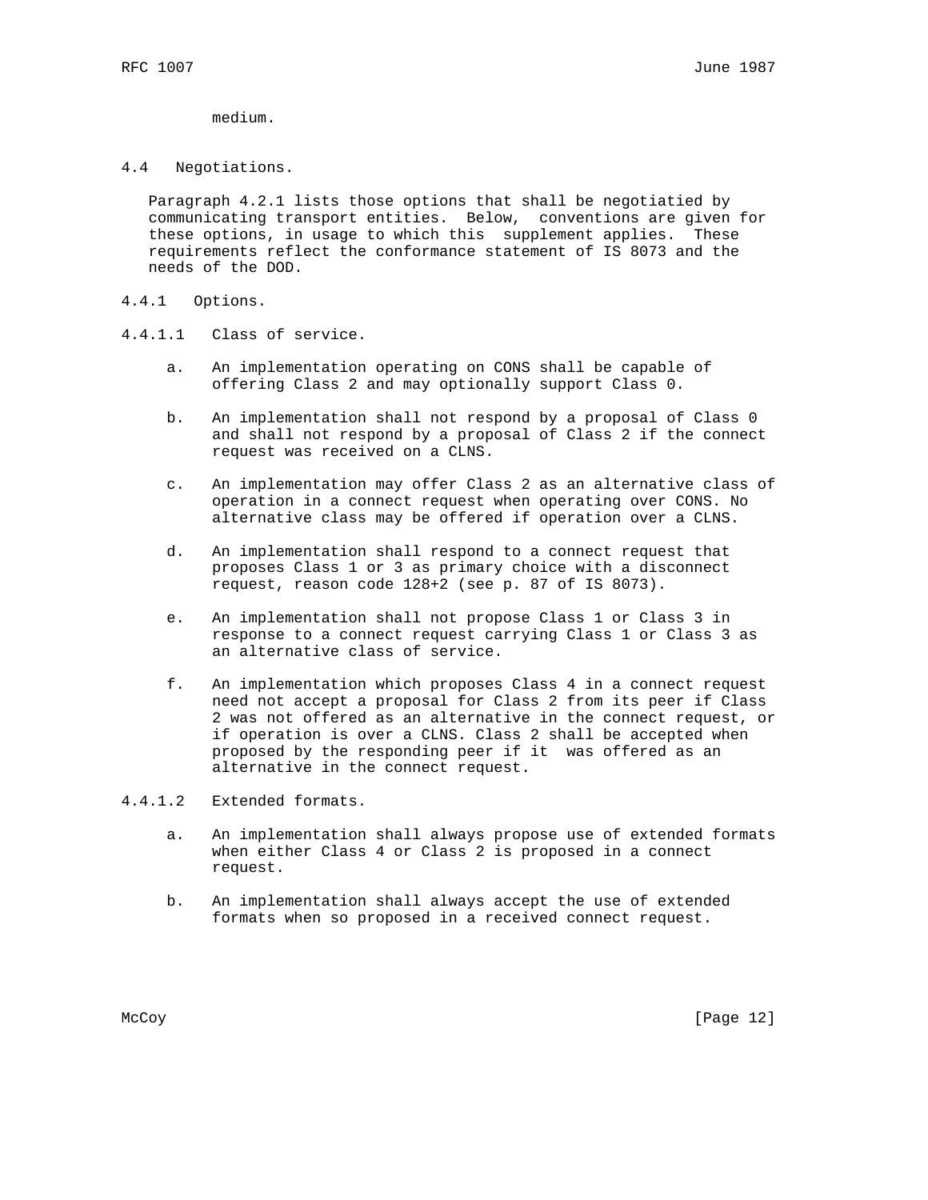medium.

## 4.4 Negotiations.

Paragraph 4.2.1 lists those options that shall be negotiatied by communicating transport entities. Below, conventions are given for these options, in usage to which this supplement applies. These requirements reflect the conformance statement of IS 8073 and the needs of the DOD.

### 4.4.1 Options.

#### 4.4.1.1 Class of service.

a. An implementation operating on CONS shall be capable of offering Class 2 and may optionally support Class 0.

b. An implementation shall not respond by a proposal of Class 0 and shall not respond by a proposal of Class 2 if the connect request was received on a CLNS.

c. An implementation may offer Class 2 as an alternative class of operation in a connect request when operating over CONS. No alternative class may be offered if operation over a CLNS.

d. An implementation shall respond to a connect request that proposes Class 1 or 3 as primary choice with a disconnect request, reason code 128+2 (see p. 87 of IS 8073).

e. An implementation shall not propose Class 1 or Class 3 in response to a connect request carrying Class 1 or Class 3 as an alternative class of service.

f. An implementation which proposes Class 4 in a connect request need not accept a proposal for Class 2 from its peer if Class 2 was not offered as an alternative in the connect request, or if operation is over a CLNS. Class 2 shall be accepted when proposed by the responding peer if it was offered as an alternative in the connect request.

#### 4.4.1.2 Extended formats.

a. An implementation shall always propose use of extended formats when either Class 4 or Class 2 is proposed in a connect request.

b. An implementation shall always accept the use of extended formats when so proposed in a received connect request.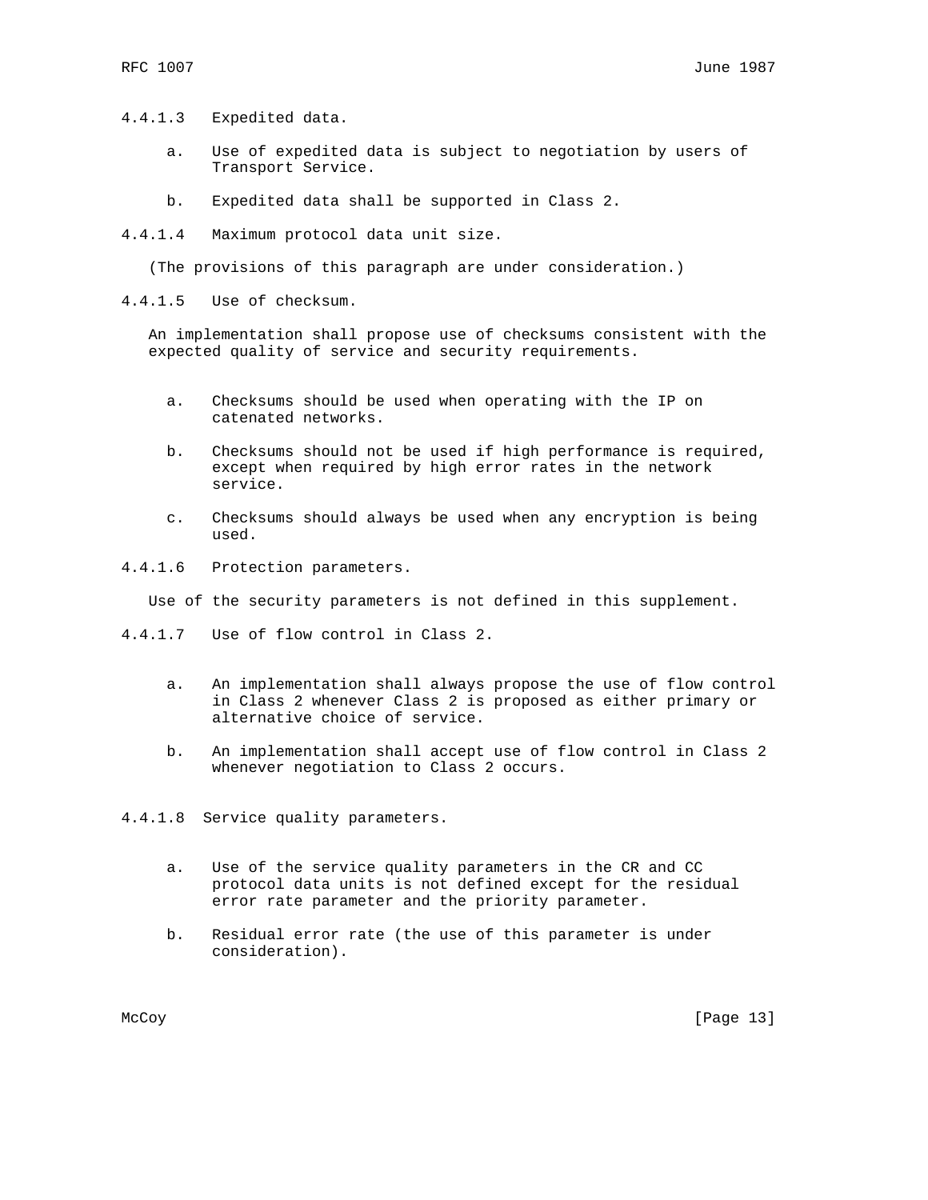4.4.1.3 Expedited data.

a. Use of expedited data is subject to negotiation by users of Transport Service.

b. Expedited data shall be supported in Class 2.

4.4.1.4 Maximum protocol data unit size.

(The provisions of this paragraph are under consideration.)

4.4.1.5 Use of checksum.

An implementation shall propose use of checksums consistent with the expected quality of service and security requirements.

a. Checksums should be used when operating with the IP on catenated networks.

b. Checksums should not be used if high performance is required, except when required by high error rates in the network service.

c. Checksums should always be used when any encryption is being used.

4.4.1.6 Protection parameters.

Use of the security parameters is not defined in this supplement.

4.4.1.7 Use of flow control in Class 2.

a. An implementation shall always propose the use of flow control in Class 2 whenever Class 2 is proposed as either primary or alternative choice of service.

b. An implementation shall accept use of flow control in Class 2 whenever negotiation to Class 2 occurs.

4.4.1.8 Service quality parameters.

a. Use of the service quality parameters in the CR and CC protocol data units is not defined except for the residual error rate parameter and the priority parameter.

b. Residual error rate (the use of this parameter is under consideration).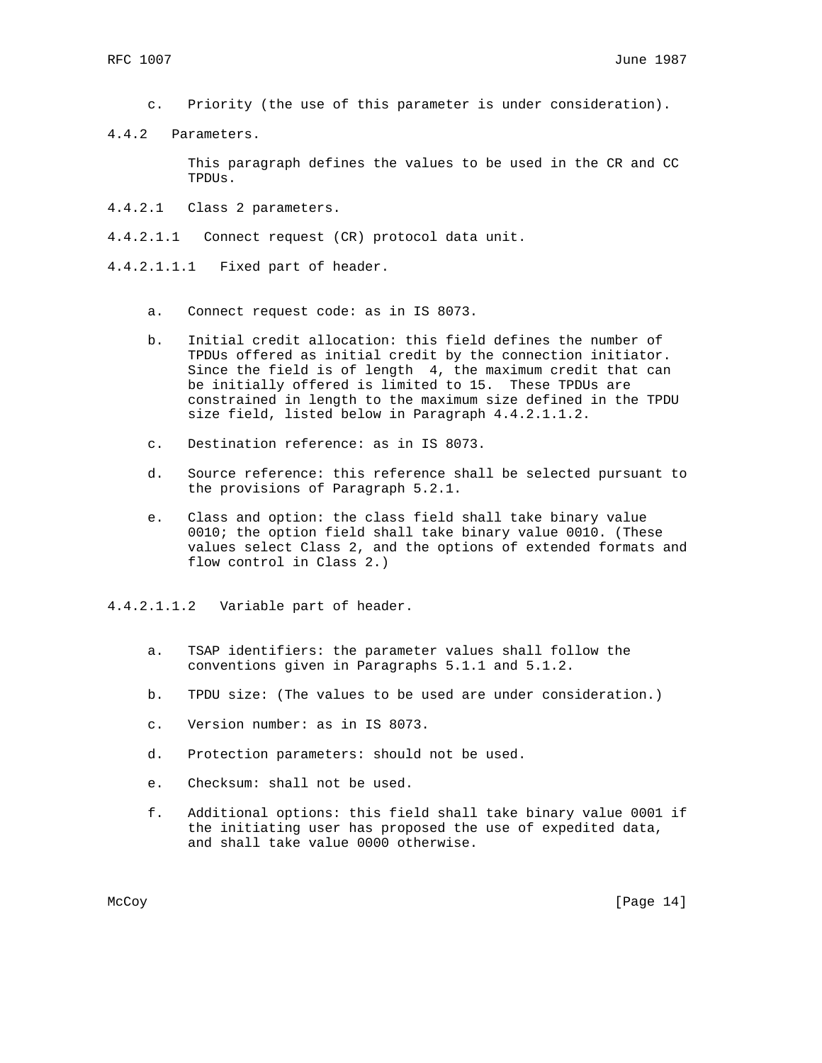c. Priority (the use of this parameter is under consideration).

#### 4.4.2 Parameters.

This paragraph defines the values to be used in the CR and CC TPDUs.

##### 4.4.2.1 Class 2 parameters.

###### 4.4.2.1.1 Connect request (CR) protocol data unit.

###### 4.4.2.1.1.1 Fixed part of header.

a. Connect request code: as in IS 8073.

b. Initial credit allocation: this field defines the number of TPDUs offered as initial credit by the connection initiator. Since the field is of length 4, the maximum credit that can be initially offered is limited to 15. These TPDUs are constrained in length to the maximum size defined in the TPDU size field, listed below in Paragraph 4.4.2.1.1.2.

c. Destination reference: as in IS 8073.

d. Source reference: this reference shall be selected pursuant to the provisions of Paragraph 5.2.1.

e. Class and option: the class field shall take binary value 0010; the option field shall take binary value 0010. (These values select Class 2, and the options of extended formats and flow control in Class 2.)

###### 4.4.2.1.1.2 Variable part of header.

a. TSAP identifiers: the parameter values shall follow the conventions given in Paragraphs 5.1.1 and 5.1.2.

b. TPDU size: (The values to be used are under consideration.)

c. Version number: as in IS 8073.

d. Protection parameters: should not be used.

e. Checksum: shall not be used.

f. Additional options: this field shall take binary value 0001 if the initiating user has proposed the use of expedited data, and shall take value 0000 otherwise.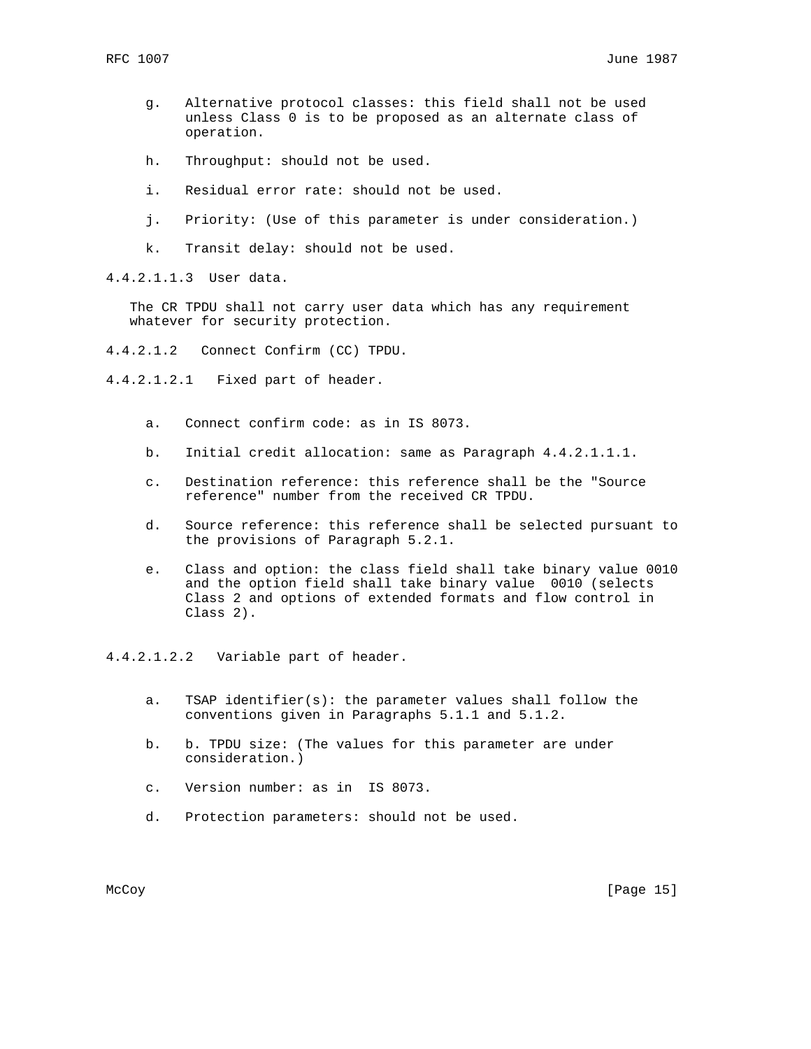g. Alternative protocol classes: this field shall not be used unless Class 0 is to be proposed as an alternate class of operation.

h. Throughput: should not be used.

i. Residual error rate: should not be used.

j. Priority: (Use of this parameter is under consideration.)

k. Transit delay: should not be used.

4.4.2.1.1.3 User data.

The CR TPDU shall not carry user data which has any requirement whatever for security protection.

4.4.2.1.2 Connect Confirm (CC) TPDU.

4.4.2.1.2.1 Fixed part of header.

a. Connect confirm code: as in IS 8073.

b. Initial credit allocation: same as Paragraph 4.4.2.1.1.1.

c. Destination reference: this reference shall be the "Source reference" number from the received CR TPDU.

d. Source reference: this reference shall be selected pursuant to the provisions of Paragraph 5.2.1.

e. Class and option: the class field shall take binary value 0010 and the option field shall take binary value 0010 (selects Class 2 and options of extended formats and flow control in Class 2).

4.4.2.1.2.2 Variable part of header.

a. TSAP identifier(s): the parameter values shall follow the conventions given in Paragraphs 5.1.1 and 5.1.2.

b. b. TPDU size: (The values for this parameter are under consideration.)

c. Version number: as in IS 8073.

d. Protection parameters: should not be used.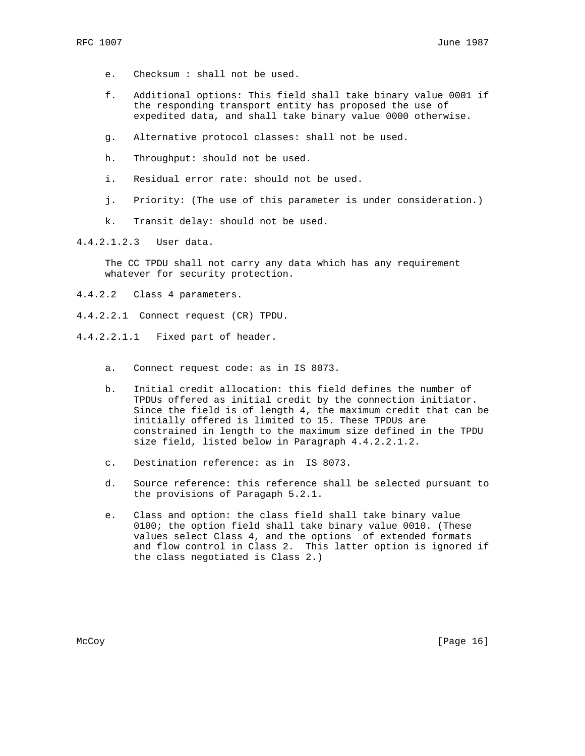e. Checksum : shall not be used.

f. Additional options: This field shall take binary value 0001 if the responding transport entity has proposed the use of expedited data, and shall take binary value 0000 otherwise.

g. Alternative protocol classes: shall not be used.

h. Throughput: should not be used.

i. Residual error rate: should not be used.

j. Priority: (The use of this parameter is under consideration.)

k. Transit delay: should not be used.

4.4.2.1.2.3 User data.

The CC TPDU shall not carry any data which has any requirement whatever for security protection.

4.4.2.2 Class 4 parameters.

4.4.2.2.1 Connect request (CR) TPDU.

4.4.2.2.1.1 Fixed part of header.

a. Connect request code: as in IS 8073.

b. Initial credit allocation: this field defines the number of TPDUs offered as initial credit by the connection initiator. Since the field is of length 4, the maximum credit that can be initially offered is limited to 15. These TPDUs are constrained in length to the maximum size defined in the TPDU size field, listed below in Paragraph 4.4.2.2.1.2.

c. Destination reference: as in IS 8073.

d. Source reference: this reference shall be selected pursuant to the provisions of Paragaph 5.2.1.

e. Class and option: the class field shall take binary value 0100; the option field shall take binary value 0010. (These values select Class 4, and the options of extended formats and flow control in Class 2. This latter option is ignored if the class negotiated is Class 2.)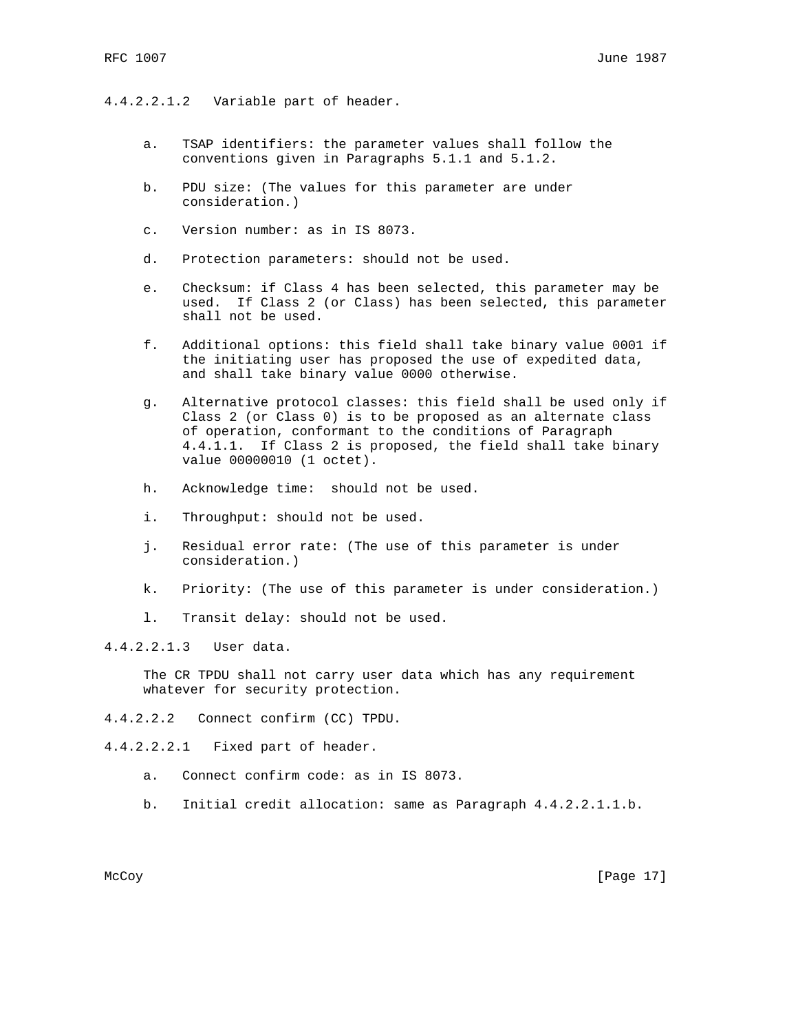4.4.2.2.1.2   Variable part of header.

a. TSAP identifiers: the parameter values shall follow the conventions given in Paragraphs 5.1.1 and 5.1.2.

b. PDU size: (The values for this parameter are under consideration.)

c. Version number: as in IS 8073.

d. Protection parameters: should not be used.

e. Checksum: if Class 4 has been selected, this parameter may be used. If Class 2 (or Class) has been selected, this parameter shall not be used.

f. Additional options: this field shall take binary value 0001 if the initiating user has proposed the use of expedited data, and shall take binary value 0000 otherwise.

g. Alternative protocol classes: this field shall be used only if Class 2 (or Class 0) is to be proposed as an alternate class of operation, conformant to the conditions of Paragraph 4.4.1.1. If Class 2 is proposed, the field shall take binary value 00000010 (1 octet).

h. Acknowledge time: should not be used.

i. Throughput: should not be used.

j. Residual error rate: (The use of this parameter is under consideration.)

k. Priority: (The use of this parameter is under consideration.)

l. Transit delay: should not be used.

4.4.2.2.1.3   User data.

The CR TPDU shall not carry user data which has any requirement whatever for security protection.

4.4.2.2.2   Connect confirm (CC) TPDU.

4.4.2.2.2.1   Fixed part of header.

a. Connect confirm code: as in IS 8073.

b. Initial credit allocation: same as Paragraph 4.4.2.2.1.1.b.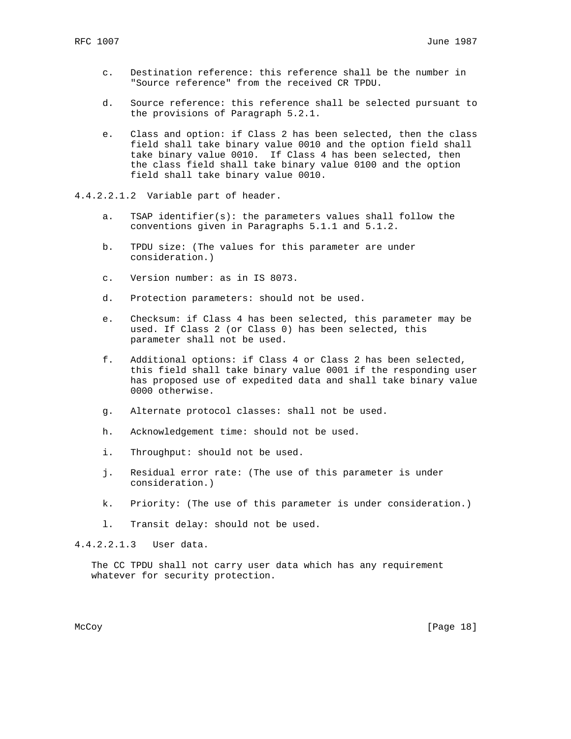c. Destination reference: this reference shall be the number in "Source reference" from the received CR TPDU.

d. Source reference: this reference shall be selected pursuant to the provisions of Paragraph 5.2.1.

e. Class and option: if Class 2 has been selected, then the class field shall take binary value 0010 and the option field shall take binary value 0010. If Class 4 has been selected, then the class field shall take binary value 0100 and the option field shall take binary value 0010.

4.4.2.2.1.2 Variable part of header.

a. TSAP identifier(s): the parameters values shall follow the conventions given in Paragraphs 5.1.1 and 5.1.2.

b. TPDU size: (The values for this parameter are under consideration.)

c. Version number: as in IS 8073.

d. Protection parameters: should not be used.

e. Checksum: if Class 4 has been selected, this parameter may be used. If Class 2 (or Class 0) has been selected, this parameter shall not be used.

f. Additional options: if Class 4 or Class 2 has been selected, this field shall take binary value 0001 if the responding user has proposed use of expedited data and shall take binary value 0000 otherwise.

g. Alternate protocol classes: shall not be used.

h. Acknowledgement time: should not be used.

i. Throughput: should not be used.

j. Residual error rate: (The use of this parameter is under consideration.)

k. Priority: (The use of this parameter is under consideration.)

l. Transit delay: should not be used.

4.4.2.2.1.3 User data.

The CC TPDU shall not carry user data which has any requirement whatever for security protection.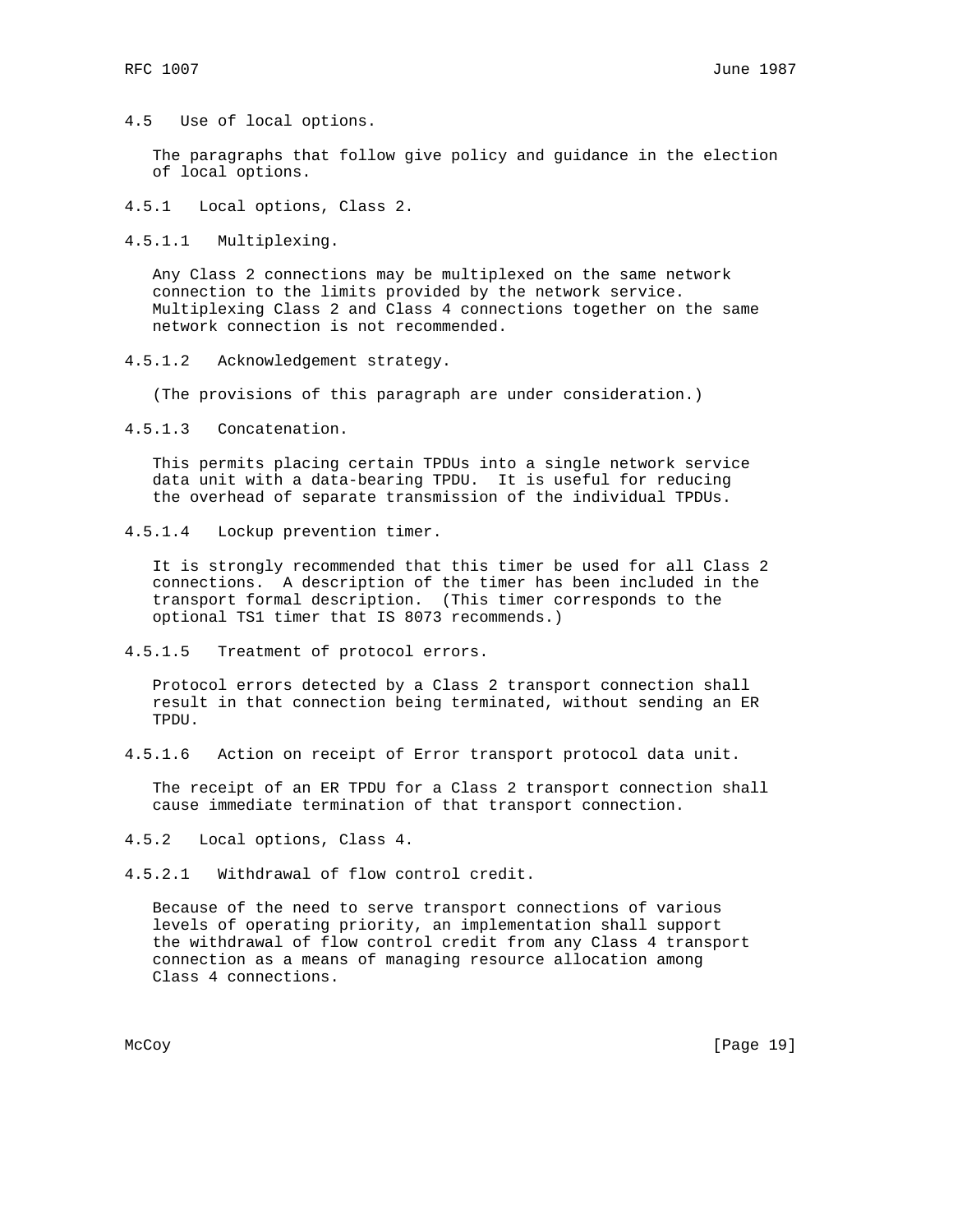## 4.5 Use of local options.

The paragraphs that follow give policy and guidance in the election of local options.

### 4.5.1 Local options, Class 2.

#### 4.5.1.1 Multiplexing.

Any Class 2 connections may be multiplexed on the same network connection to the limits provided by the network service. Multiplexing Class 2 and Class 4 connections together on the same network connection is not recommended.

#### 4.5.1.2 Acknowledgement strategy.

(The provisions of this paragraph are under consideration.)

#### 4.5.1.3 Concatenation.

This permits placing certain TPDUs into a single network service data unit with a data-bearing TPDU. It is useful for reducing the overhead of separate transmission of the individual TPDUs.

#### 4.5.1.4 Lockup prevention timer.

It is strongly recommended that this timer be used for all Class 2 connections. A description of the timer has been included in the transport formal description. (This timer corresponds to the optional TS1 timer that IS 8073 recommends.)

#### 4.5.1.5 Treatment of protocol errors.

Protocol errors detected by a Class 2 transport connection shall result in that connection being terminated, without sending an ER TPDU.

#### 4.5.1.6 Action on receipt of Error transport protocol data unit.

The receipt of an ER TPDU for a Class 2 transport connection shall cause immediate termination of that transport connection.

### 4.5.2 Local options, Class 4.

#### 4.5.2.1 Withdrawal of flow control credit.

Because of the need to serve transport connections of various levels of operating priority, an implementation shall support the withdrawal of flow control credit from any Class 4 transport connection as a means of managing resource allocation among Class 4 connections.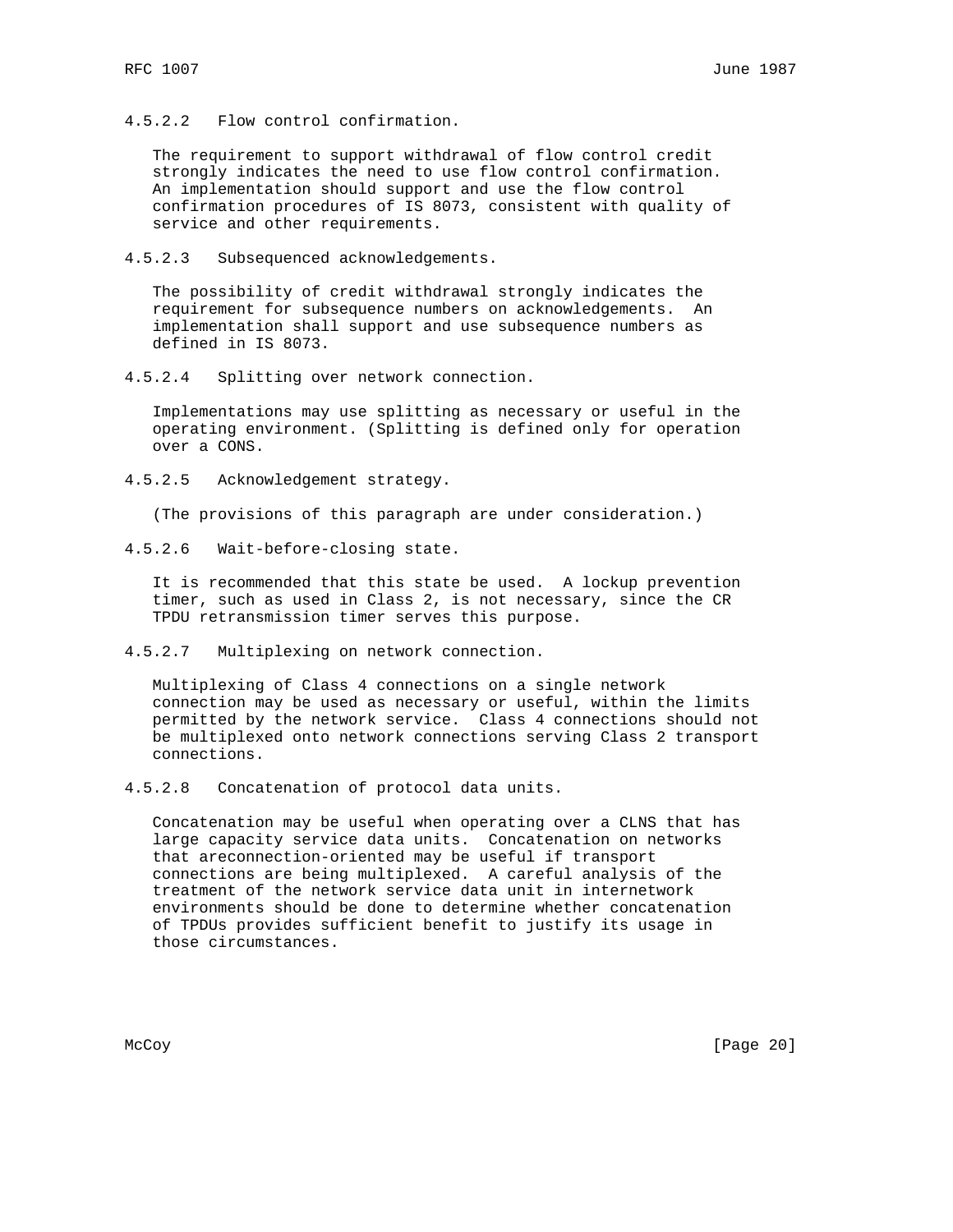#### 4.5.2.2 Flow control confirmation.

The requirement to support withdrawal of flow control credit strongly indicates the need to use flow control confirmation. An implementation should support and use the flow control confirmation procedures of IS 8073, consistent with quality of service and other requirements.

#### 4.5.2.3 Subsequenced acknowledgements.

The possibility of credit withdrawal strongly indicates the requirement for subsequence numbers on acknowledgements. An implementation shall support and use subsequence numbers as defined in IS 8073.

#### 4.5.2.4 Splitting over network connection.

Implementations may use splitting as necessary or useful in the operating environment. (Splitting is defined only for operation over a CONS.

#### 4.5.2.5 Acknowledgement strategy.

(The provisions of this paragraph are under consideration.)

#### 4.5.2.6 Wait-before-closing state.

It is recommended that this state be used. A lockup prevention timer, such as used in Class 2, is not necessary, since the CR TPDU retransmission timer serves this purpose.

#### 4.5.2.7 Multiplexing on network connection.

Multiplexing of Class 4 connections on a single network connection may be used as necessary or useful, within the limits permitted by the network service. Class 4 connections should not be multiplexed onto network connections serving Class 2 transport connections.

#### 4.5.2.8 Concatenation of protocol data units.

Concatenation may be useful when operating over a CLNS that has large capacity service data units. Concatenation on networks that areconnection-oriented may be useful if transport connections are being multiplexed. A careful analysis of the treatment of the network service data unit in internetwork environments should be done to determine whether concatenation of TPDUs provides sufficient benefit to justify its usage in those circumstances.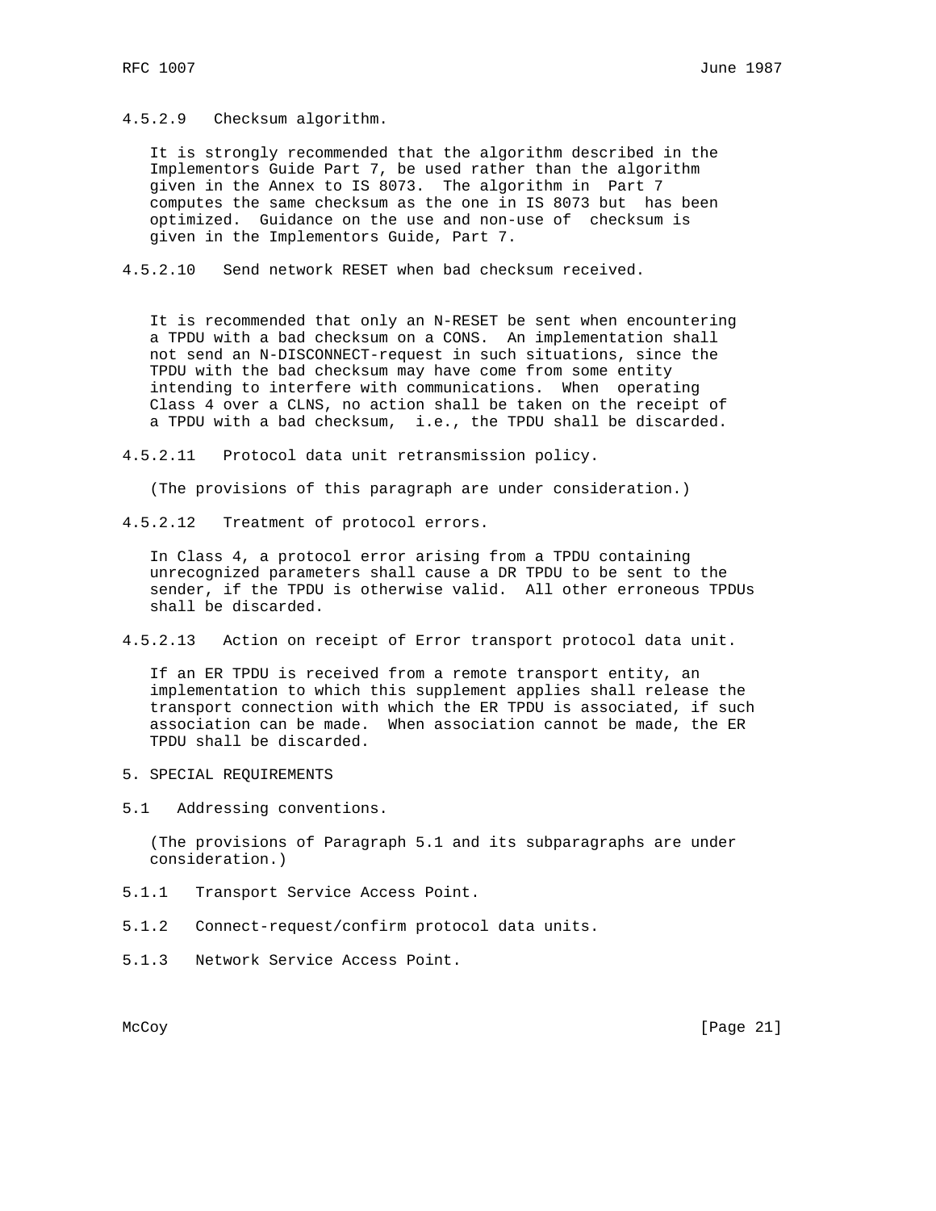#### 4.5.2.9 Checksum algorithm.

It is strongly recommended that the algorithm described in the Implementors Guide Part 7, be used rather than the algorithm given in the Annex to IS 8073. The algorithm in Part 7 computes the same checksum as the one in IS 8073 but has been optimized. Guidance on the use and non-use of checksum is given in the Implementors Guide, Part 7.

#### 4.5.2.10 Send network RESET when bad checksum received.

It is recommended that only an N-RESET be sent when encountering a TPDU with a bad checksum on a CONS. An implementation shall not send an N-DISCONNECT-request in such situations, since the TPDU with the bad checksum may have come from some entity intending to interfere with communications. When operating Class 4 over a CLNS, no action shall be taken on the receipt of a TPDU with a bad checksum, i.e., the TPDU shall be discarded.

#### 4.5.2.11 Protocol data unit retransmission policy.

(The provisions of this paragraph are under consideration.)

#### 4.5.2.12 Treatment of protocol errors.

In Class 4, a protocol error arising from a TPDU containing unrecognized parameters shall cause a DR TPDU to be sent to the sender, if the TPDU is otherwise valid. All other erroneous TPDUs shall be discarded.

#### 4.5.2.13 Action on receipt of Error transport protocol data unit.

If an ER TPDU is received from a remote transport entity, an implementation to which this supplement applies shall release the transport connection with which the ER TPDU is associated, if such association can be made. When association cannot be made, the ER TPDU shall be discarded.

# 5. SPECIAL REQUIREMENTS

## 5.1 Addressing conventions.

(The provisions of Paragraph 5.1 and its subparagraphs are under consideration.)

### 5.1.1 Transport Service Access Point.

### 5.1.2 Connect-request/confirm protocol data units.

### 5.1.3 Network Service Access Point.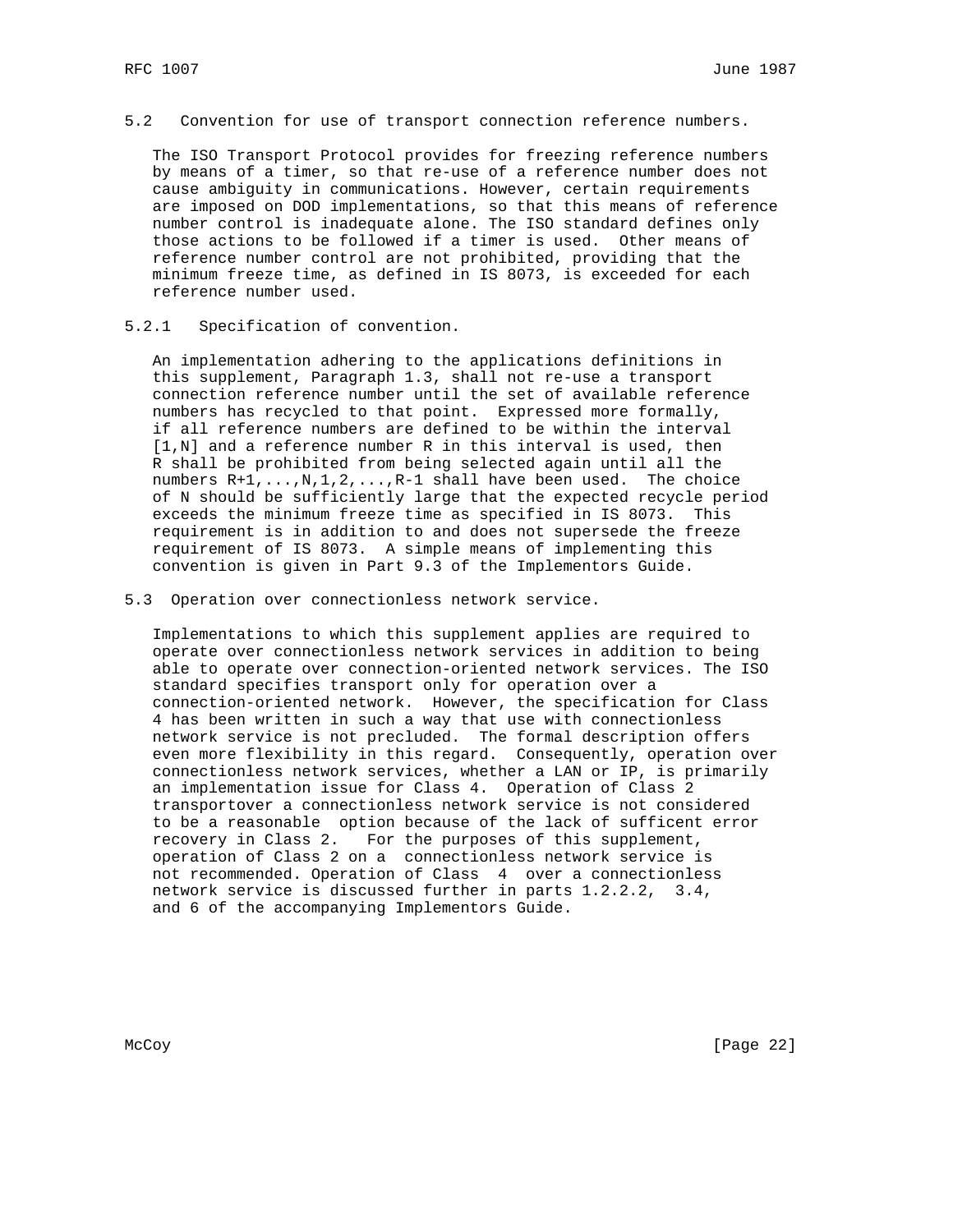### 5.2 Convention for use of transport connection reference numbers.

The ISO Transport Protocol provides for freezing reference numbers by means of a timer, so that re-use of a reference number does not cause ambiguity in communications. However, certain requirements are imposed on DOD implementations, so that this means of reference number control is inadequate alone. The ISO standard defines only those actions to be followed if a timer is used. Other means of reference number control are not prohibited, providing that the minimum freeze time, as defined in IS 8073, is exceeded for each reference number used.

#### 5.2.1 Specification of convention.

An implementation adhering to the applications definitions in this supplement, Paragraph 1.3, shall not re-use a transport connection reference number until the set of available reference numbers has recycled to that point. Expressed more formally, if all reference numbers are defined to be within the interval [1,N] and a reference number R in this interval is used, then R shall be prohibited from being selected again until all the numbers R+1,...,N,1,2,...,R-1 shall have been used. The choice of N should be sufficiently large that the expected recycle period exceeds the minimum freeze time as specified in IS 8073. This requirement is in addition to and does not supersede the freeze requirement of IS 8073. A simple means of implementing this convention is given in Part 9.3 of the Implementors Guide.

### 5.3 Operation over connectionless network service.

Implementations to which this supplement applies are required to operate over connectionless network services in addition to being able to operate over connection-oriented network services. The ISO standard specifies transport only for operation over a connection-oriented network. However, the specification for Class 4 has been written in such a way that use with connectionless network service is not precluded. The formal description offers even more flexibility in this regard. Consequently, operation over connectionless network services, whether a LAN or IP, is primarily an implementation issue for Class 4. Operation of Class 2 transportover a connectionless network service is not considered to be a reasonable option because of the lack of sufficent error recovery in Class 2. For the purposes of this supplement, operation of Class 2 on a connectionless network service is not recommended. Operation of Class 4 over a connectionless network service is discussed further in parts 1.2.2.2, 3.4, and 6 of the accompanying Implementors Guide.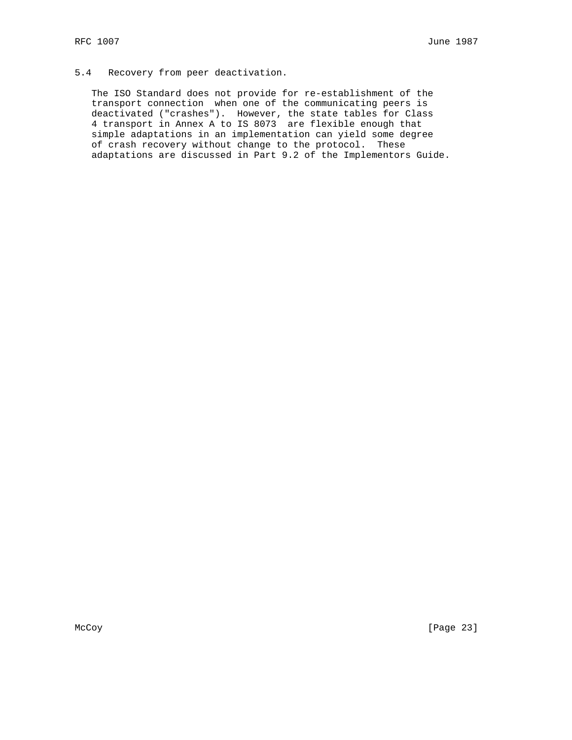## 5.4 Recovery from peer deactivation.

The ISO Standard does not provide for re-establishment of the transport connection when one of the communicating peers is deactivated ("crashes"). However, the state tables for Class 4 transport in Annex A to IS 8073 are flexible enough that simple adaptations in an implementation can yield some degree of crash recovery without change to the protocol. These adaptations are discussed in Part 9.2 of the Implementors Guide.